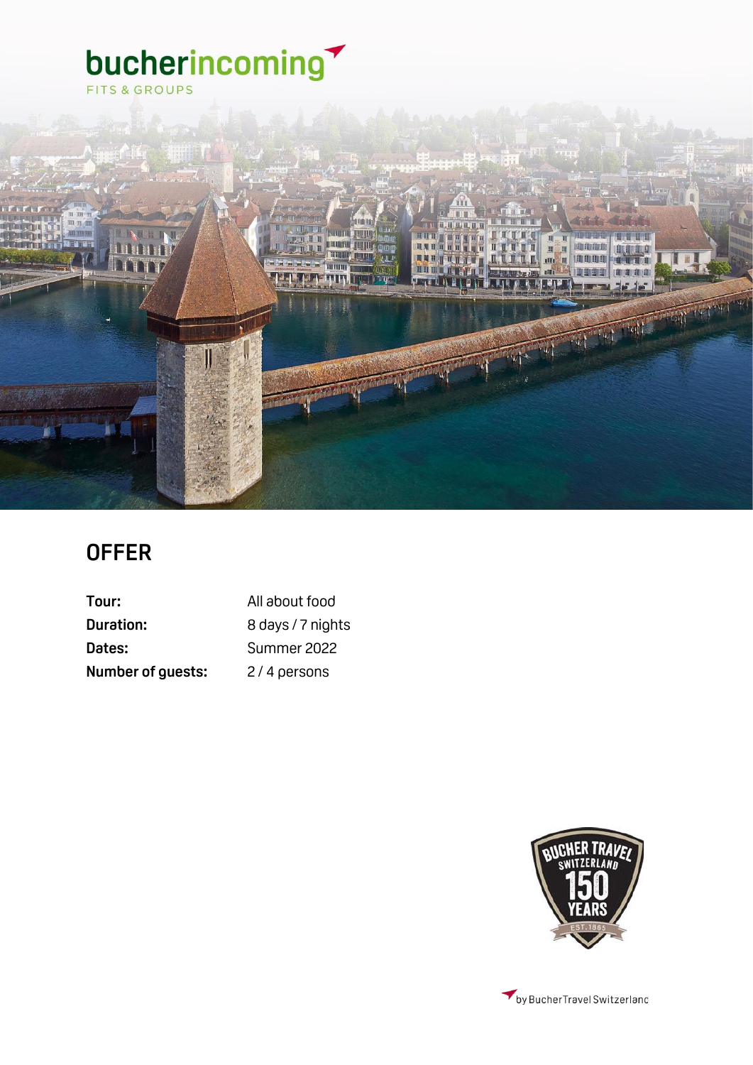bucherincoming

FITS & GROUPS

# OFFER

| | |
|---|---|
| **Tour:** | All about food |
| **Duration:** | 8 days / 7 nights |
| **Dates:** | Summer 2022 |
| **Number of guests:** | 2 / 4 persons |

by Bucher Travel Switzerland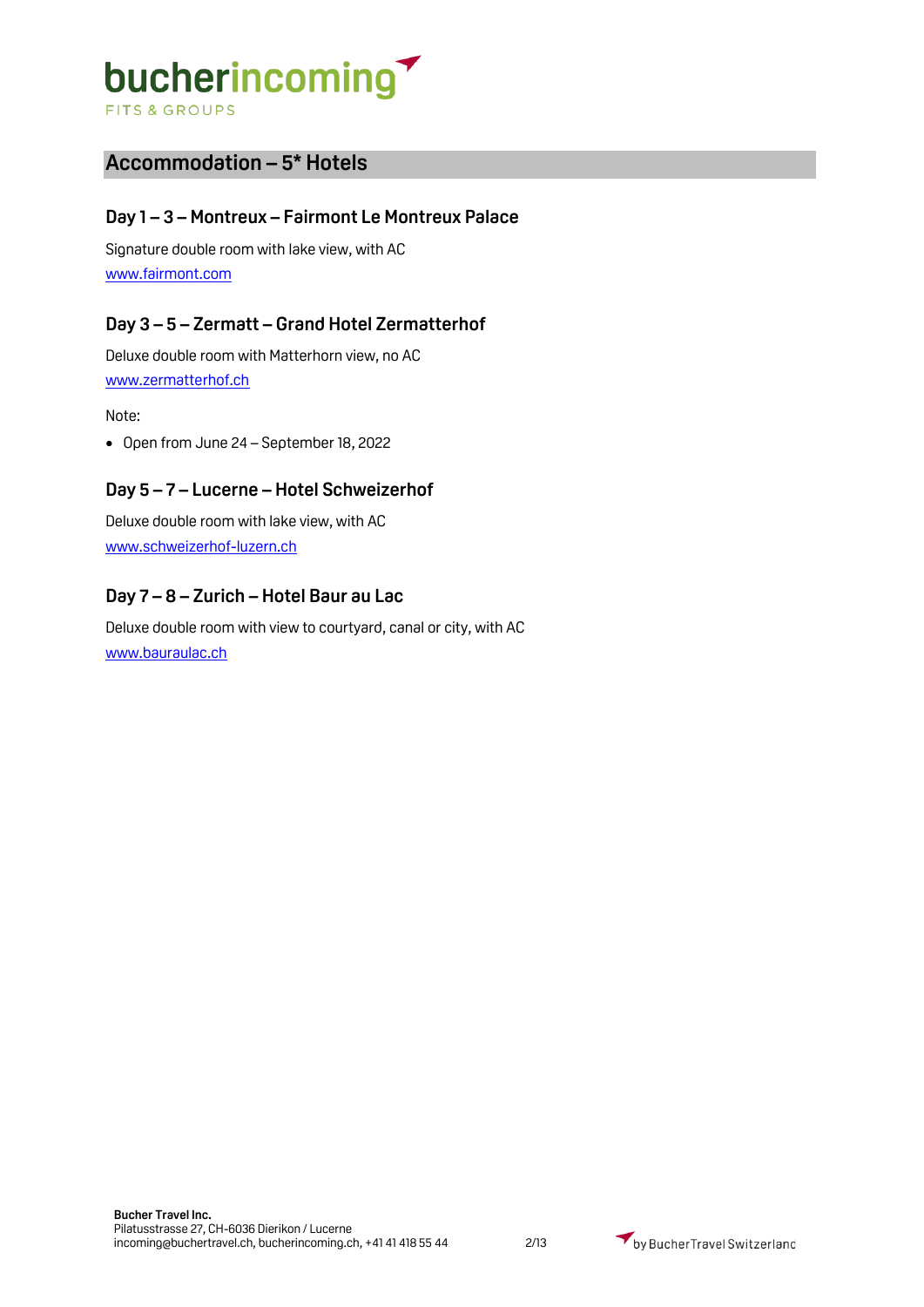## Accommodation – 5* Hotels

### Day 1 – 3 – Montreux – Fairmont Le Montreux Palace

Signature double room with lake view, with AC
www.fairmont.com

### Day 3 – 5 – Zermatt – Grand Hotel Zermatterhof

Deluxe double room with Matterhorn view, no AC
www.zermatterhof.ch

Note:

- Open from June 24 – September 18, 2022

### Day 5 – 7 – Lucerne – Hotel Schweizerhof

Deluxe double room with lake view, with AC
www.schweizerhof-luzern.ch

### Day 7 – 8 – Zurich – Hotel Baur au Lac

Deluxe double room with view to courtyard, canal or city, with AC
www.bauraulac.ch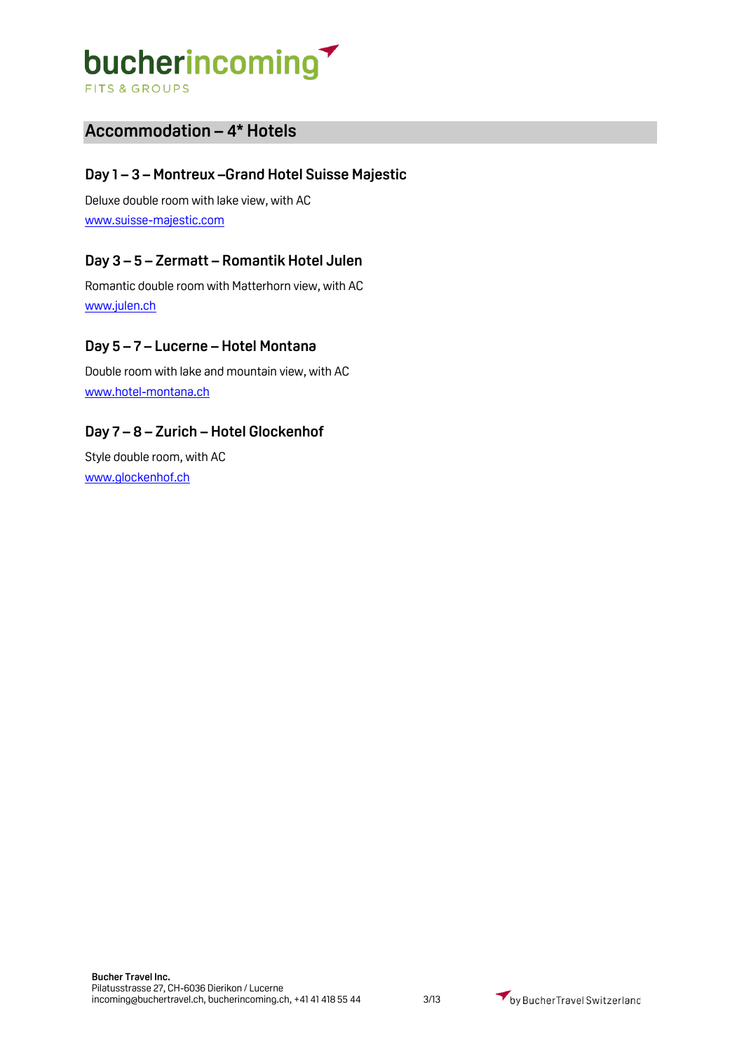## Accommodation – 4* Hotels

### Day 1 – 3 – Montreux –Grand Hotel Suisse Majestic

Deluxe double room with lake view, with AC
[www.suisse-majestic.com](http://www.suisse-majestic.com)

### Day 3 – 5 – Zermatt – Romantik Hotel Julen

Romantic double room with Matterhorn view, with AC
[www.julen.ch](http://www.julen.ch)

### Day 5 – 7 – Lucerne – Hotel Montana

Double room with lake and mountain view, with AC
[www.hotel-montana.ch](http://www.hotel-montana.ch)

### Day 7 – 8 – Zurich – Hotel Glockenhof

Style double room, with AC
[www.glockenhof.ch](http://www.glockenhof.ch)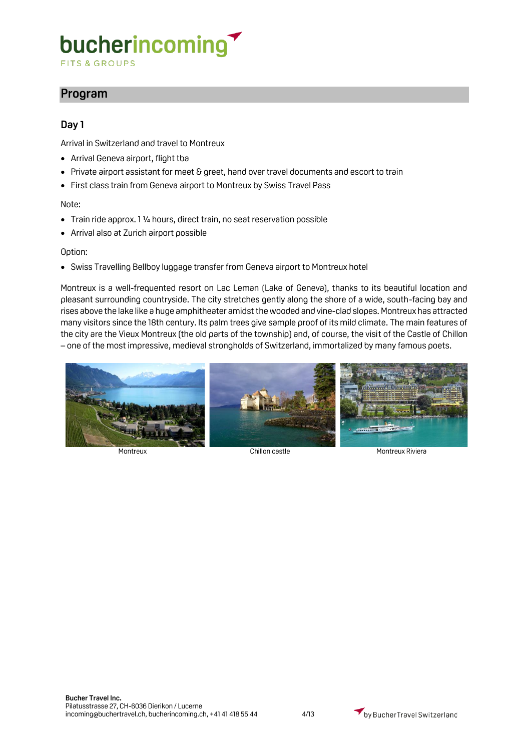## Program

### Day 1

Arrival in Switzerland and travel to Montreux

- Arrival Geneva airport, flight tba
- Private airport assistant for meet & greet, hand over travel documents and escort to train
- First class train from Geneva airport to Montreux by Swiss Travel Pass

Note:

- Train ride approx. 1 ¼ hours, direct train, no seat reservation possible
- Arrival also at Zurich airport possible

Option:

- Swiss Travelling Bellboy luggage transfer from Geneva airport to Montreux hotel

Montreux is a well-frequented resort on Lac Leman (Lake of Geneva), thanks to its beautiful location and pleasant surrounding countryside. The city stretches gently along the shore of a wide, south-facing bay and rises above the lake like a huge amphitheater amidst the wooded and vine-clad slopes. Montreux has attracted many visitors since the 18th century. Its palm trees give sample proof of its mild climate. The main features of the city are the Vieux Montreux (the old parts of the township) and, of course, the visit of the Castle of Chillon – one of the most impressive, medieval strongholds of Switzerland, immortalized by many famous poets.

Montreux

Chillon castle

Montreux Riviera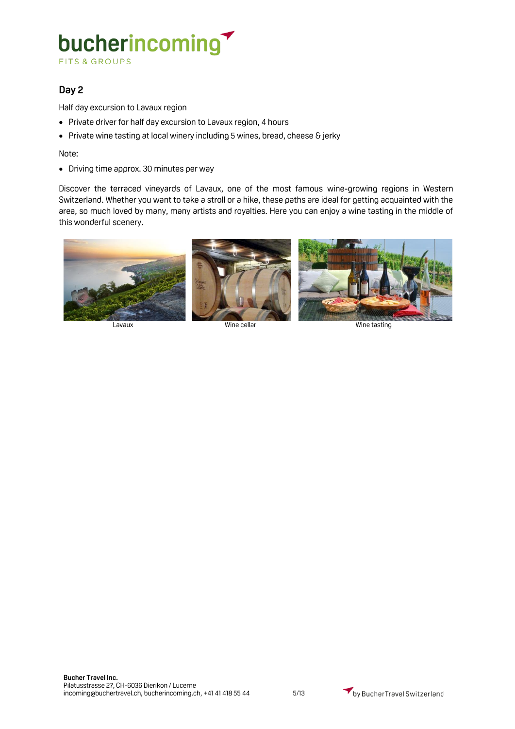## Day 2

Half day excursion to Lavaux region

- Private driver for half day excursion to Lavaux region, 4 hours
- Private wine tasting at local winery including 5 wines, bread, cheese & jerky

Note:

- Driving time approx. 30 minutes per way

Discover the terraced vineyards of Lavaux, one of the most famous wine-growing regions in Western Switzerland. Whether you want to take a stroll or a hike, these paths are ideal for getting acquainted with the area, so much loved by many, many artists and royalties. Here you can enjoy a wine tasting in the middle of this wonderful scenery.

Lavaux

Wine cellar

Wine tasting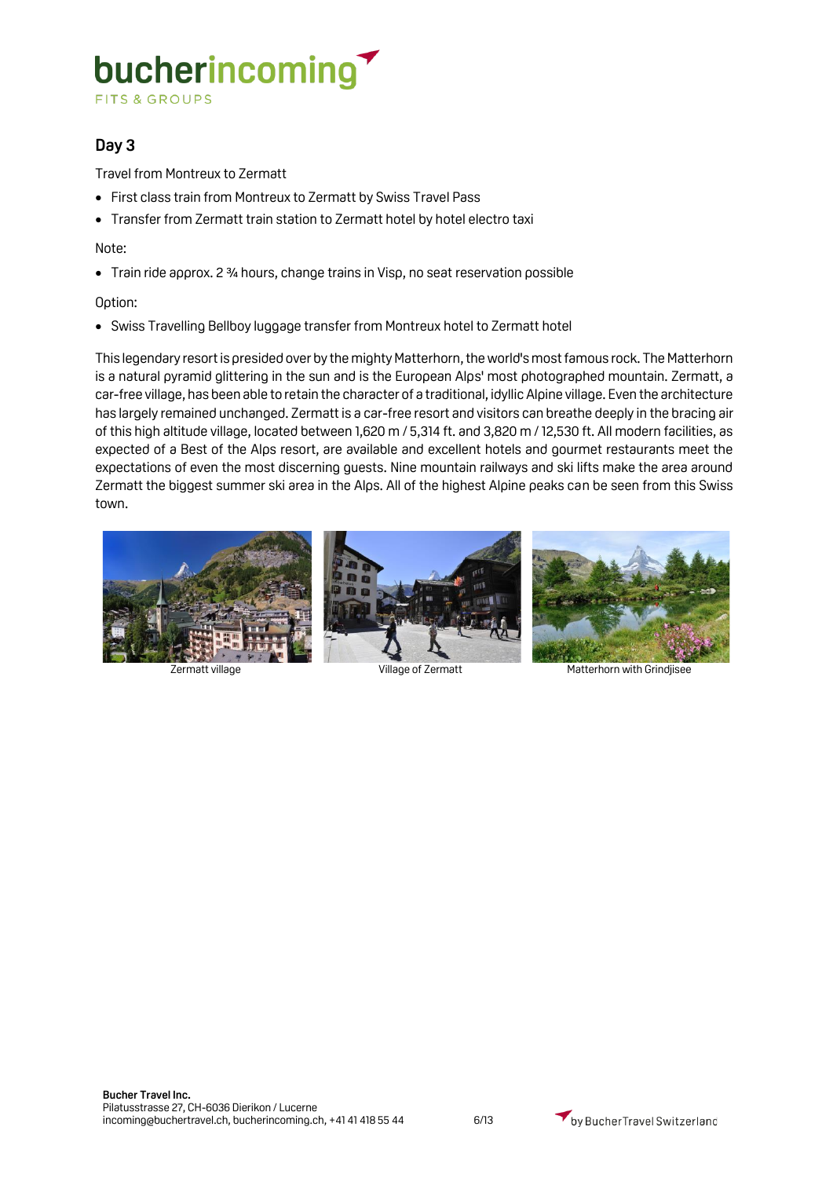## Day 3

Travel from Montreux to Zermatt

- First class train from Montreux to Zermatt by Swiss Travel Pass
- Transfer from Zermatt train station to Zermatt hotel by hotel electro taxi

Note:

- Train ride approx. 2 ¾ hours, change trains in Visp, no seat reservation possible

Option:

- Swiss Travelling Bellboy luggage transfer from Montreux hotel to Zermatt hotel

This legendary resort is presided over by the mighty Matterhorn, the world's most famous rock. The Matterhorn is a natural pyramid glittering in the sun and is the European Alps' most photographed mountain. Zermatt, a car-free village, has been able to retain the character of a traditional, idyllic Alpine village. Even the architecture has largely remained unchanged. Zermatt is a car-free resort and visitors can breathe deeply in the bracing air of this high altitude village, located between 1,620 m / 5,314 ft. and 3,820 m / 12,530 ft. All modern facilities, as expected of a Best of the Alps resort, are available and excellent hotels and gourmet restaurants meet the expectations of even the most discerning guests. Nine mountain railways and ski lifts make the area around Zermatt the biggest summer ski area in the Alps. All of the highest Alpine peaks can be seen from this Swiss town.

Zermatt village

Village of Zermatt

Matterhorn with Grindjisee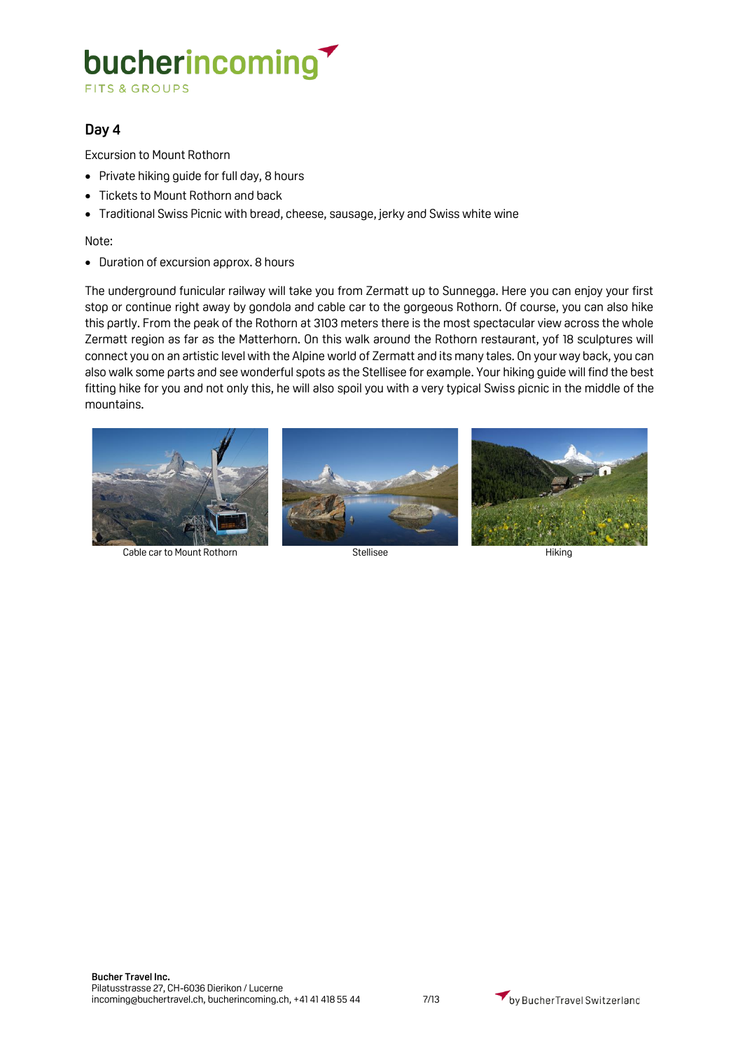## Day 4

Excursion to Mount Rothorn

- Private hiking guide for full day, 8 hours
- Tickets to Mount Rothorn and back
- Traditional Swiss Picnic with bread, cheese, sausage, jerky and Swiss white wine

Note:

- Duration of excursion approx. 8 hours

The underground funicular railway will take you from Zermatt up to Sunnegga. Here you can enjoy your first stop or continue right away by gondola and cable car to the gorgeous Rothorn. Of course, you can also hike this partly. From the peak of the Rothorn at 3103 meters there is the most spectacular view across the whole Zermatt region as far as the Matterhorn. On this walk around the Rothorn restaurant, yof 18 sculptures will connect you on an artistic level with the Alpine world of Zermatt and its many tales. On your way back, you can also walk some parts and see wonderful spots as the Stellisee for example. Your hiking guide will find the best fitting hike for you and not only this, he will also spoil you with a very typical Swiss picnic in the middle of the mountains.

Cable car to Mount Rothorn

Stellisee

Hiking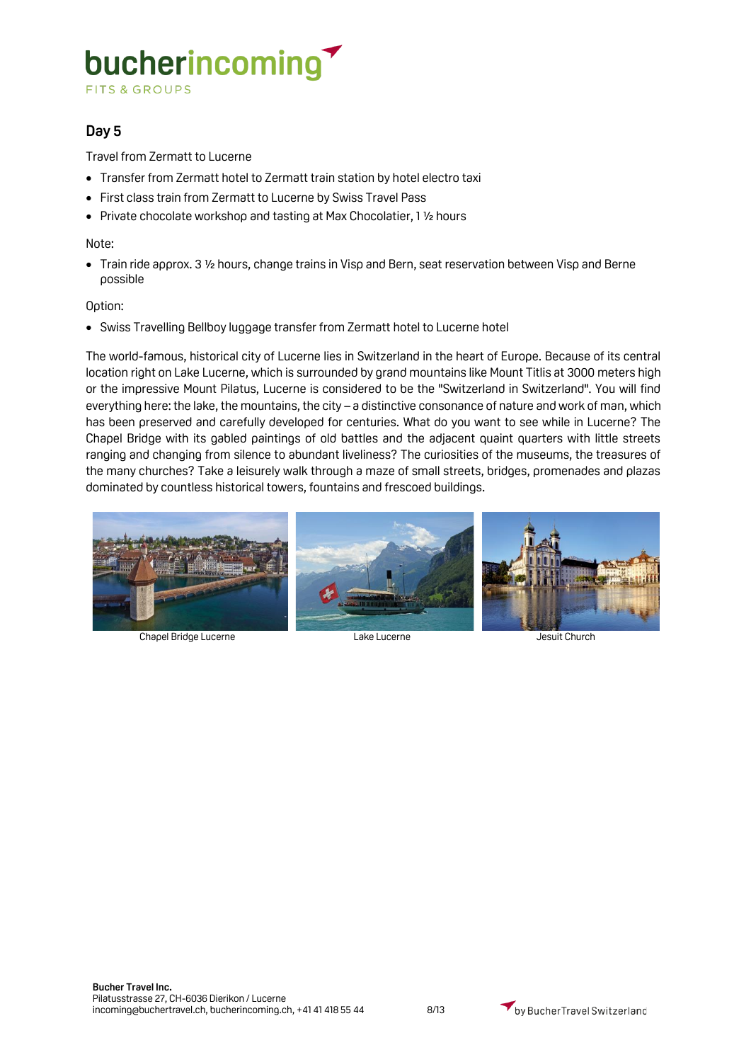## Day 5

Travel from Zermatt to Lucerne

- Transfer from Zermatt hotel to Zermatt train station by hotel electro taxi
- First class train from Zermatt to Lucerne by Swiss Travel Pass
- Private chocolate workshop and tasting at Max Chocolatier, 1 ½ hours

Note:

- Train ride approx. 3 ½ hours, change trains in Visp and Bern, seat reservation between Visp and Berne possible

Option:

- Swiss Travelling Bellboy luggage transfer from Zermatt hotel to Lucerne hotel

The world-famous, historical city of Lucerne lies in Switzerland in the heart of Europe. Because of its central location right on Lake Lucerne, which is surrounded by grand mountains like Mount Titlis at 3000 meters high or the impressive Mount Pilatus, Lucerne is considered to be the "Switzerland in Switzerland". You will find everything here: the lake, the mountains, the city – a distinctive consonance of nature and work of man, which has been preserved and carefully developed for centuries. What do you want to see while in Lucerne? The Chapel Bridge with its gabled paintings of old battles and the adjacent quaint quarters with little streets ranging and changing from silence to abundant liveliness? The curiosities of the museums, the treasures of the many churches? Take a leisurely walk through a maze of small streets, bridges, promenades and plazas dominated by countless historical towers, fountains and frescoed buildings.

Chapel Bridge Lucerne

Lake Lucerne

Jesuit Church

**Bucher Travel Inc.**
Pilatusstrasse 27, CH-6036 Dierikon / Lucerne
incoming@buchertravel.ch, bucherincoming.ch, +41 41 418 55 44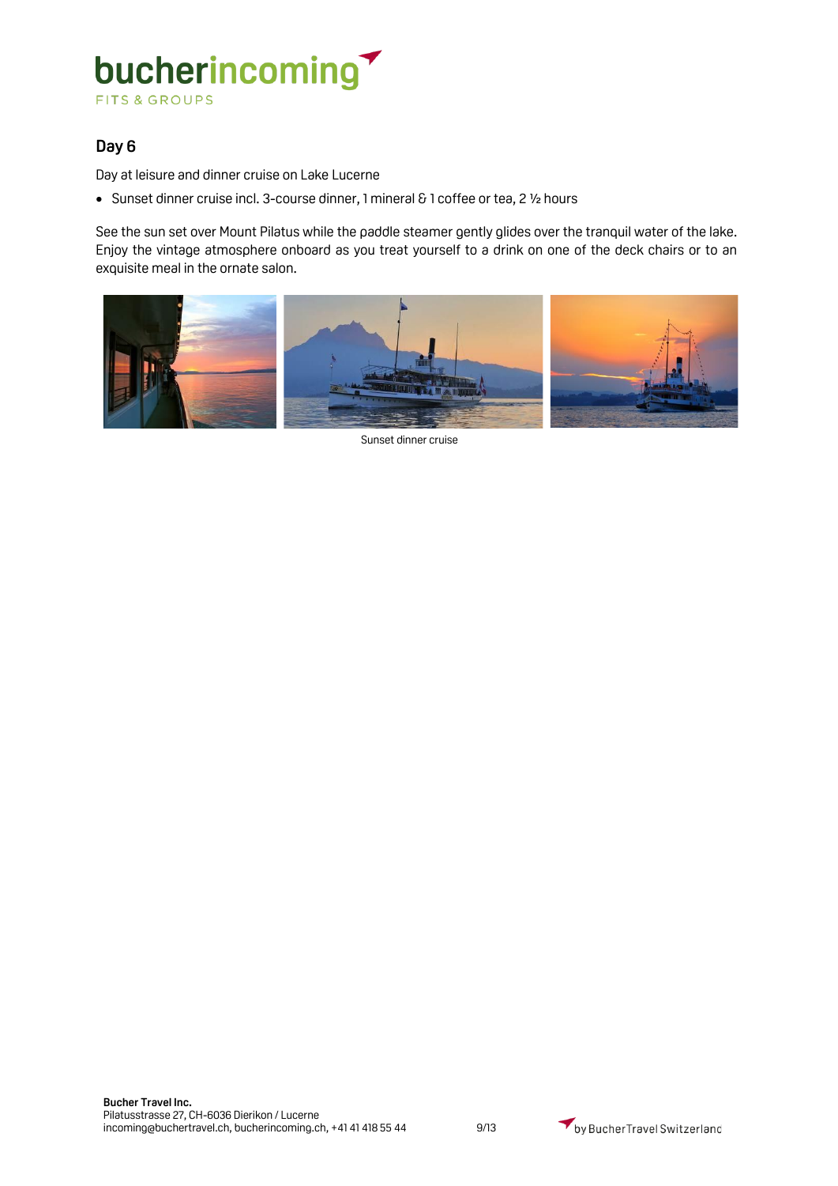## Day 6

Day at leisure and dinner cruise on Lake Lucerne

- Sunset dinner cruise incl. 3-course dinner, 1 mineral & 1 coffee or tea, 2 ½ hours

See the sun set over Mount Pilatus while the paddle steamer gently glides over the tranquil water of the lake. Enjoy the vintage atmosphere onboard as you treat yourself to a drink on one of the deck chairs or to an exquisite meal in the ornate salon.

Sunset dinner cruise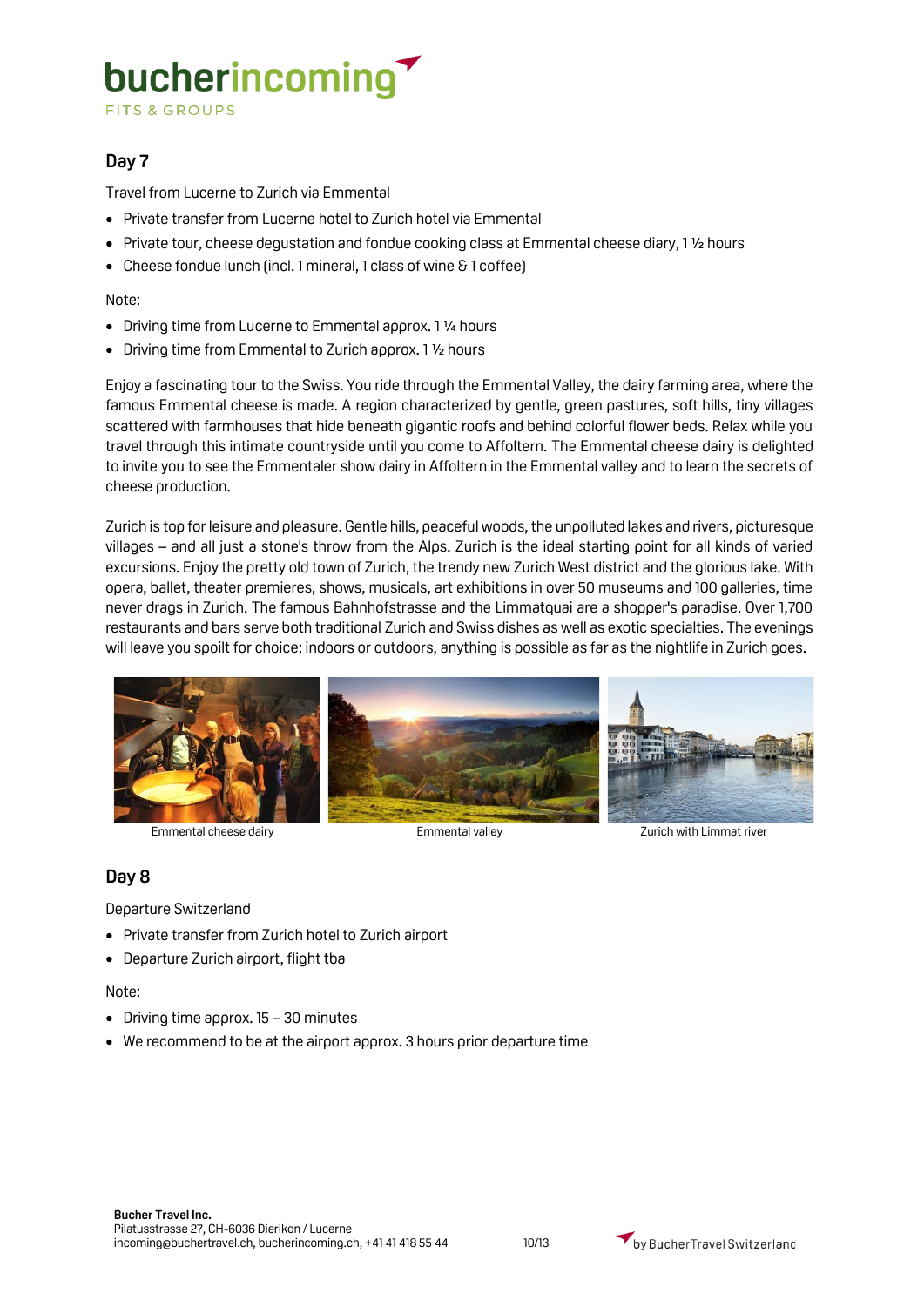## Day 7

Travel from Lucerne to Zurich via Emmental

- Private transfer from Lucerne hotel to Zurich hotel via Emmental
- Private tour, cheese degustation and fondue cooking class at Emmental cheese diary, 1 ½ hours
- Cheese fondue lunch (incl. 1 mineral, 1 class of wine & 1 coffee)

Note:

- Driving time from Lucerne to Emmental approx. 1 ¼ hours
- Driving time from Emmental to Zurich approx. 1 ½ hours

Enjoy a fascinating tour to the Swiss. You ride through the Emmental Valley, the dairy farming area, where the famous Emmental cheese is made. A region characterized by gentle, green pastures, soft hills, tiny villages scattered with farmhouses that hide beneath gigantic roofs and behind colorful flower beds. Relax while you travel through this intimate countryside until you come to Affoltern. The Emmental cheese dairy is delighted to invite you to see the Emmentaler show dairy in Affoltern in the Emmental valley and to learn the secrets of cheese production.

Zurich is top for leisure and pleasure. Gentle hills, peaceful woods, the unpolluted lakes and rivers, picturesque villages – and all just a stone's throw from the Alps. Zurich is the ideal starting point for all kinds of varied excursions. Enjoy the pretty old town of Zurich, the trendy new Zurich West district and the glorious lake. With opera, ballet, theater premieres, shows, musicals, art exhibitions in over 50 museums and 100 galleries, time never drags in Zurich. The famous Bahnhofstrasse and the Limmatquai are a shopper's paradise. Over 1,700 restaurants and bars serve both traditional Zurich and Swiss dishes as well as exotic specialties. The evenings will leave you spoilt for choice: indoors or outdoors, anything is possible as far as the nightlife in Zurich goes.

Emmental cheese dairy

Emmental valley

Zurich with Limmat river

## Day 8

Departure Switzerland

- Private transfer from Zurich hotel to Zurich airport
- Departure Zurich airport, flight tba

Note:

- Driving time approx. 15 – 30 minutes
- We recommend to be at the airport approx. 3 hours prior departure time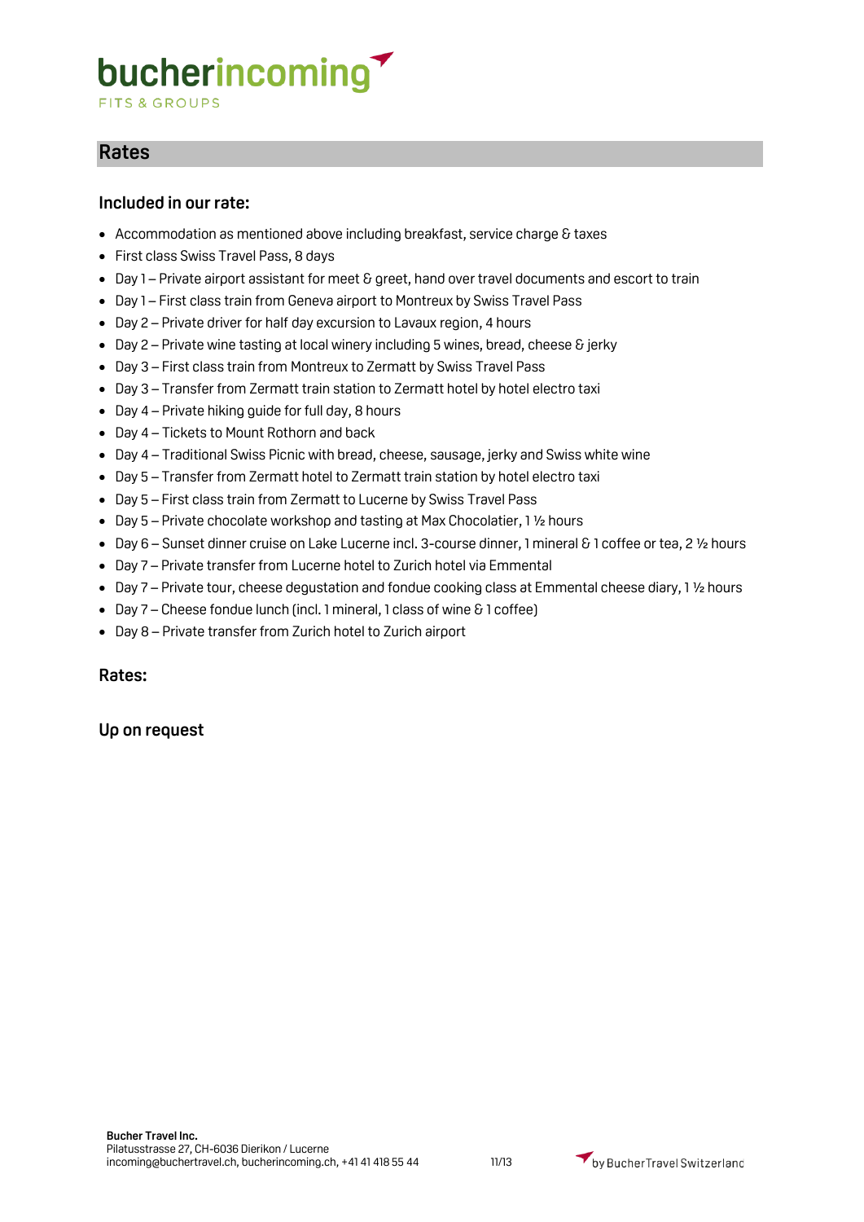## Rates

### Included in our rate:

- Accommodation as mentioned above including breakfast, service charge & taxes
- First class Swiss Travel Pass, 8 days
- Day 1 – Private airport assistant for meet & greet, hand over travel documents and escort to train
- Day 1 – First class train from Geneva airport to Montreux by Swiss Travel Pass
- Day 2 – Private driver for half day excursion to Lavaux region, 4 hours
- Day 2 – Private wine tasting at local winery including 5 wines, bread, cheese & jerky
- Day 3 – First class train from Montreux to Zermatt by Swiss Travel Pass
- Day 3 – Transfer from Zermatt train station to Zermatt hotel by hotel electro taxi
- Day 4 – Private hiking guide for full day, 8 hours
- Day 4 – Tickets to Mount Rothorn and back
- Day 4 – Traditional Swiss Picnic with bread, cheese, sausage, jerky and Swiss white wine
- Day 5 – Transfer from Zermatt hotel to Zermatt train station by hotel electro taxi
- Day 5 – First class train from Zermatt to Lucerne by Swiss Travel Pass
- Day 5 – Private chocolate workshop and tasting at Max Chocolatier, 1 ½ hours
- Day 6 – Sunset dinner cruise on Lake Lucerne incl. 3-course dinner, 1 mineral & 1 coffee or tea, 2 ½ hours
- Day 7 – Private transfer from Lucerne hotel to Zurich hotel via Emmental
- Day 7 – Private tour, cheese degustation and fondue cooking class at Emmental cheese diary, 1 ½ hours
- Day 7 – Cheese fondue lunch (incl. 1 mineral, 1 class of wine & 1 coffee)
- Day 8 – Private transfer from Zurich hotel to Zurich airport

### Rates:

### Up on request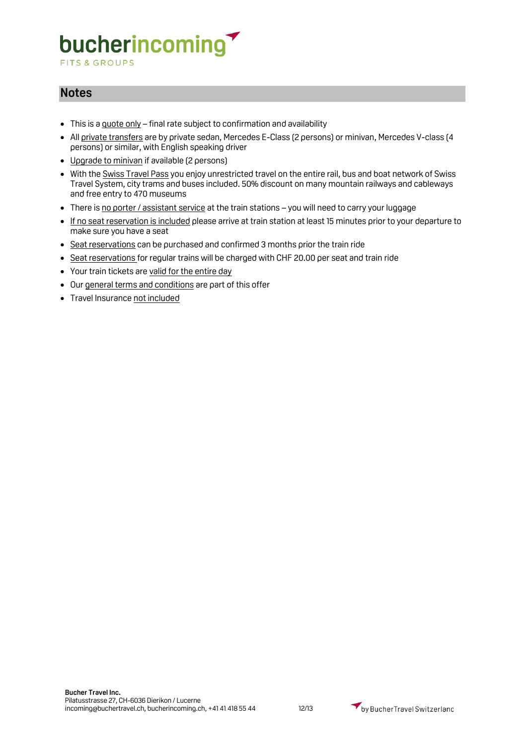## Notes

- This is a quote only – final rate subject to confirmation and availability
- All private transfers are by private sedan, Mercedes E-Class (2 persons) or minivan, Mercedes V-class (4 persons) or similar, with English speaking driver
- Upgrade to minivan if available (2 persons)
- With the Swiss Travel Pass you enjoy unrestricted travel on the entire rail, bus and boat network of Swiss Travel System, city trams and buses included. 50% discount on many mountain railways and cableways and free entry to 470 museums
- There is no porter / assistant service at the train stations – you will need to carry your luggage
- If no seat reservation is included please arrive at train station at least 15 minutes prior to your departure to make sure you have a seat
- Seat reservations can be purchased and confirmed 3 months prior the train ride
- Seat reservations for regular trains will be charged with CHF 20.00 per seat and train ride
- Your train tickets are valid for the entire day
- Our general terms and conditions are part of this offer
- Travel Insurance not included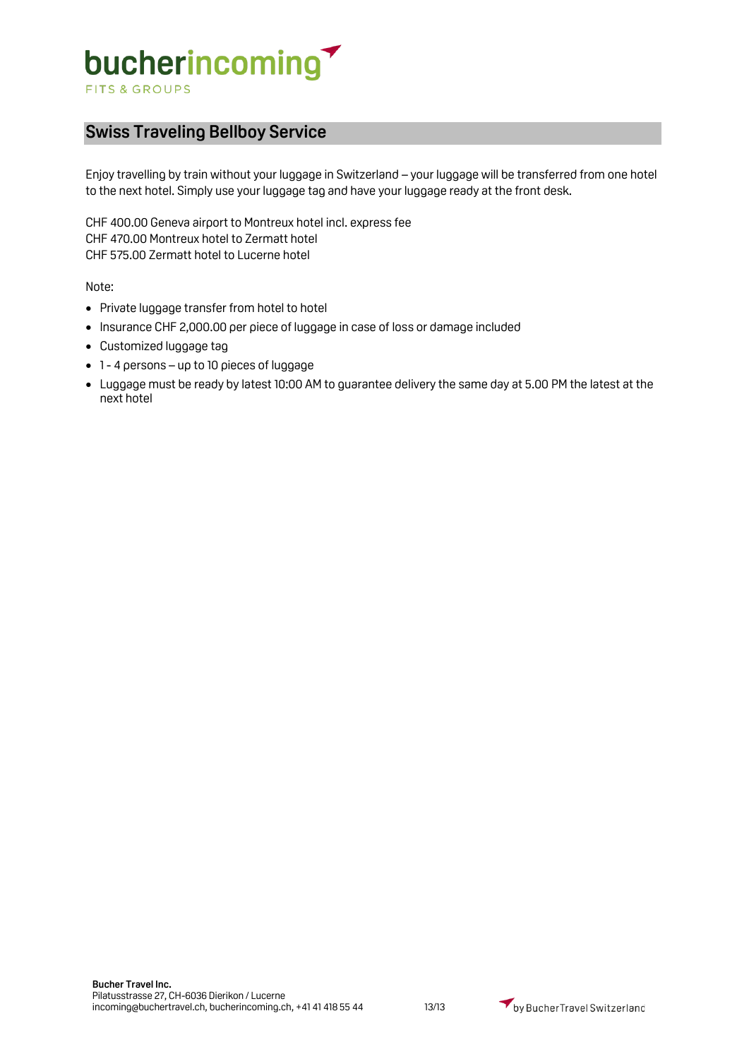# Swiss Traveling Bellboy Service

Enjoy travelling by train without your luggage in Switzerland – your luggage will be transferred from one hotel to the next hotel. Simply use your luggage tag and have your luggage ready at the front desk.

CHF 400.00 Geneva airport to Montreux hotel incl. express fee
CHF 470.00 Montreux hotel to Zermatt hotel
CHF 575.00 Zermatt hotel to Lucerne hotel

Note:

- Private luggage transfer from hotel to hotel
- Insurance CHF 2,000.00 per piece of luggage in case of loss or damage included
- Customized luggage tag
- 1 - 4 persons – up to 10 pieces of luggage
- Luggage must be ready by latest 10:00 AM to guarantee delivery the same day at 5.00 PM the latest at the next hotel